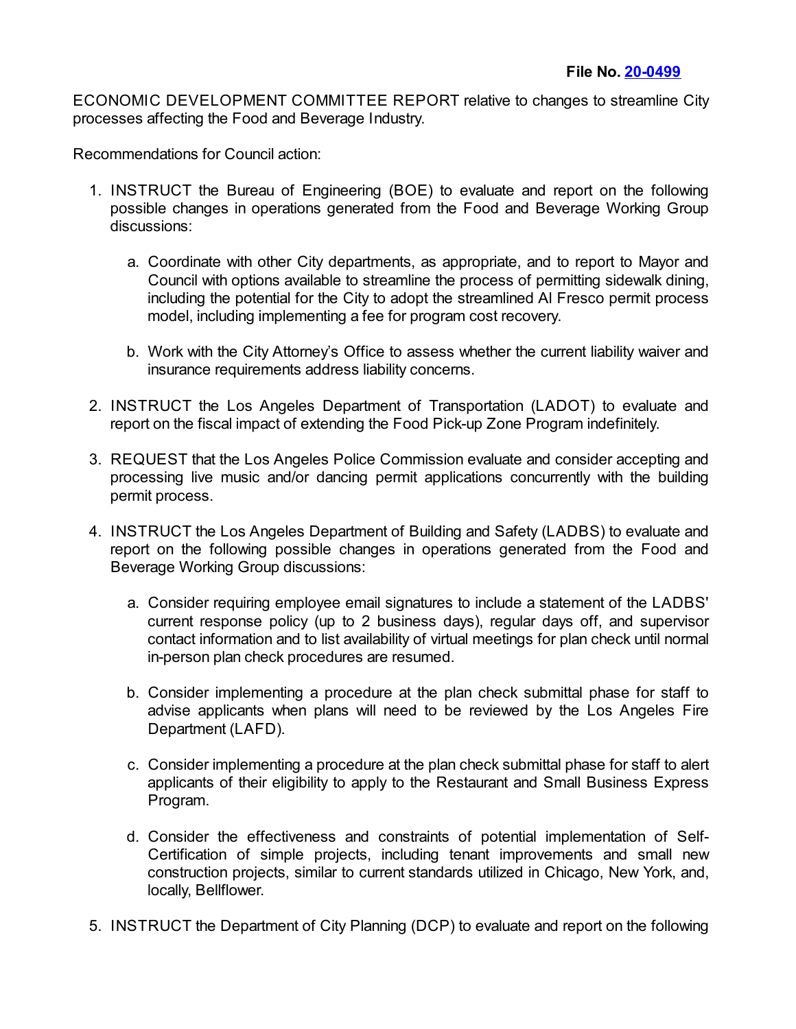**File No. [20-0499]**

ECONOMIC DEVELOPMENT COMMITTEE REPORT relative to changes to streamline City processes affecting the Food and Beverage Industry.

Recommendations for Council action:

1. INSTRUCT the Bureau of Engineering (BOE) to evaluate and report on the following possible changes in operations generated from the Food and Beverage Working Group discussions:

    a. Coordinate with other City departments, as appropriate, and to report to Mayor and Council with options available to streamline the process of permitting sidewalk dining, including the potential for the City to adopt the streamlined Al Fresco permit process model, including implementing a fee for program cost recovery.

    b. Work with the City Attorney's Office to assess whether the current liability waiver and insurance requirements address liability concerns.

2. INSTRUCT the Los Angeles Department of Transportation (LADOT) to evaluate and report on the fiscal impact of extending the Food Pick-up Zone Program indefinitely.

3. REQUEST that the Los Angeles Police Commission evaluate and consider accepting and processing live music and/or dancing permit applications concurrently with the building permit process.

4. INSTRUCT the Los Angeles Department of Building and Safety (LADBS) to evaluate and report on the following possible changes in operations generated from the Food and Beverage Working Group discussions:

    a. Consider requiring employee email signatures to include a statement of the LADBS' current response policy (up to 2 business days), regular days off, and supervisor contact information and to list availability of virtual meetings for plan check until normal in-person plan check procedures are resumed.

    b. Consider implementing a procedure at the plan check submittal phase for staff to advise applicants when plans will need to be reviewed by the Los Angeles Fire Department (LAFD).

    c. Consider implementing a procedure at the plan check submittal phase for staff to alert applicants of their eligibility to apply to the Restaurant and Small Business Express Program.

    d. Consider the effectiveness and constraints of potential implementation of Self-Certification of simple projects, including tenant improvements and small new construction projects, similar to current standards utilized in Chicago, New York, and, locally, Bellflower.

5. INSTRUCT the Department of City Planning (DCP) to evaluate and report on the following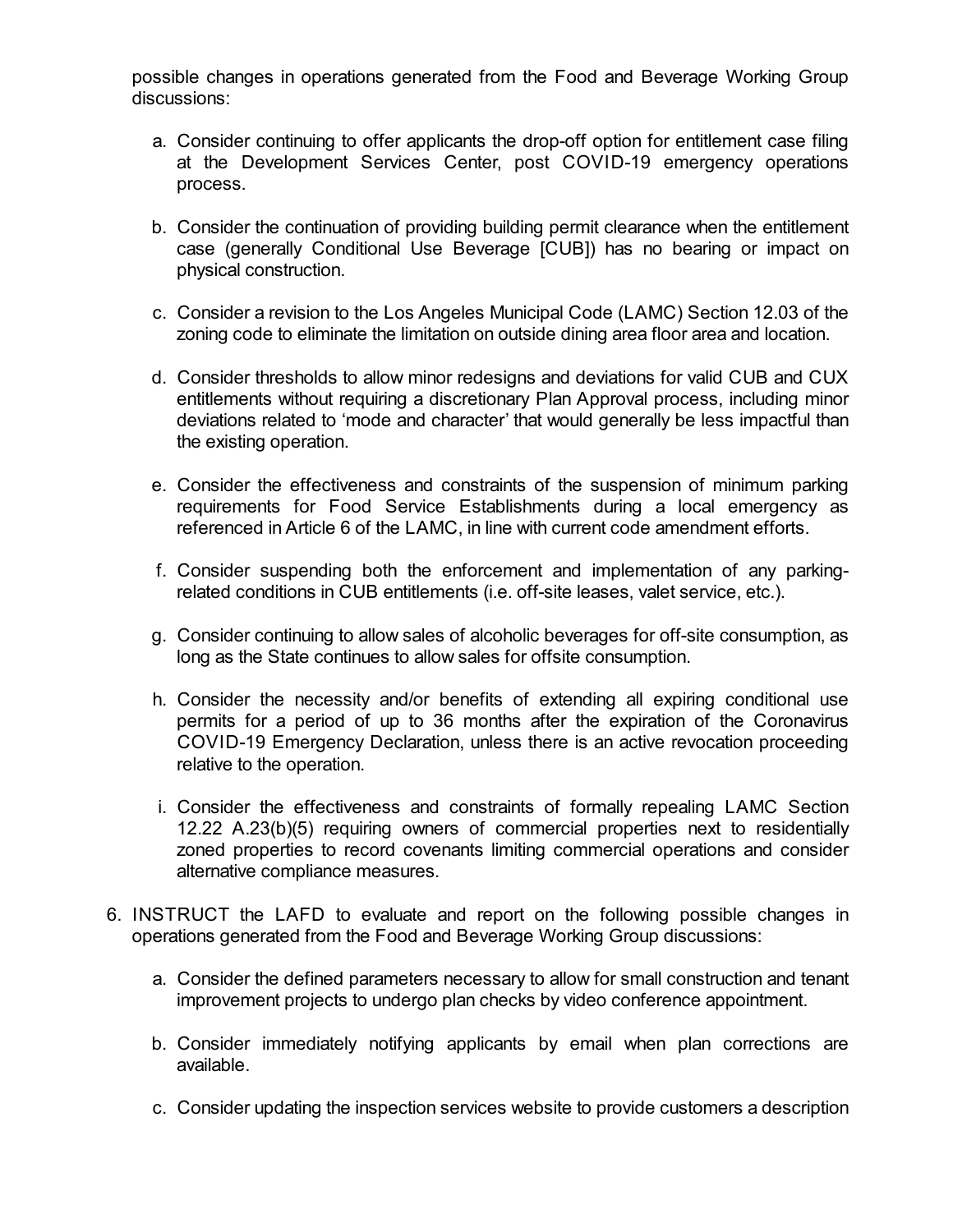possible changes in operations generated from the Food and Beverage Working Group discussions:

a. Consider continuing to offer applicants the drop-off option for entitlement case filing at the Development Services Center, post COVID-19 emergency operations process.

b. Consider the continuation of providing building permit clearance when the entitlement case (generally Conditional Use Beverage [CUB]) has no bearing or impact on physical construction.

c. Consider a revision to the Los Angeles Municipal Code (LAMC) Section 12.03 of the zoning code to eliminate the limitation on outside dining area floor area and location.

d. Consider thresholds to allow minor redesigns and deviations for valid CUB and CUX entitlements without requiring a discretionary Plan Approval process, including minor deviations related to 'mode and character' that would generally be less impactful than the existing operation.

e. Consider the effectiveness and constraints of the suspension of minimum parking requirements for Food Service Establishments during a local emergency as referenced in Article 6 of the LAMC, in line with current code amendment efforts.

f. Consider suspending both the enforcement and implementation of any parking-related conditions in CUB entitlements (i.e. off-site leases, valet service, etc.).

g. Consider continuing to allow sales of alcoholic beverages for off-site consumption, as long as the State continues to allow sales for offsite consumption.

h. Consider the necessity and/or benefits of extending all expiring conditional use permits for a period of up to 36 months after the expiration of the Coronavirus COVID-19 Emergency Declaration, unless there is an active revocation proceeding relative to the operation.

i. Consider the effectiveness and constraints of formally repealing LAMC Section 12.22 A.23(b)(5) requiring owners of commercial properties next to residentially zoned properties to record covenants limiting commercial operations and consider alternative compliance measures.

6. INSTRUCT the LAFD to evaluate and report on the following possible changes in operations generated from the Food and Beverage Working Group discussions:

   a. Consider the defined parameters necessary to allow for small construction and tenant improvement projects to undergo plan checks by video conference appointment.

   b. Consider immediately notifying applicants by email when plan corrections are available.

   c. Consider updating the inspection services website to provide customers a description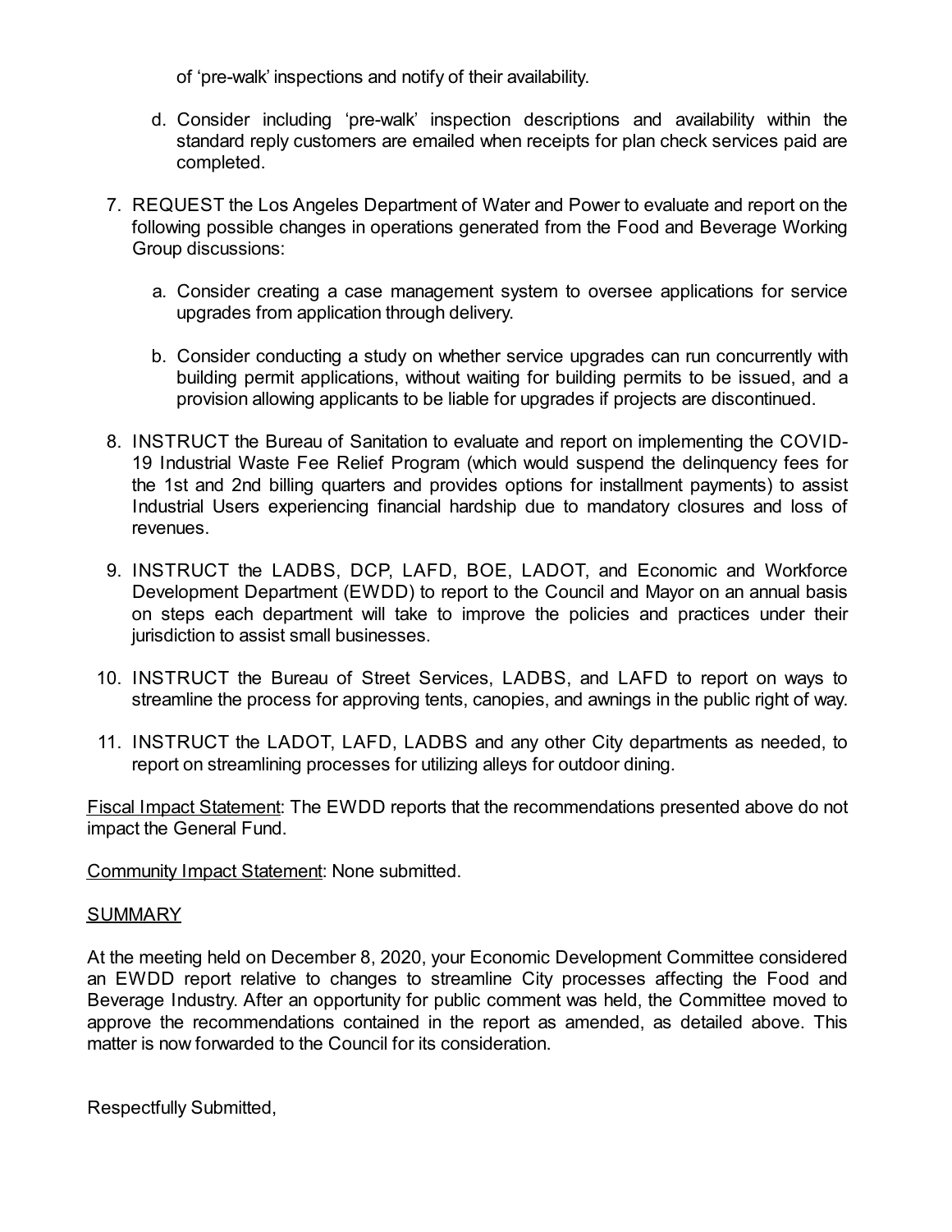of ‘pre-walk’ inspections and notify of their availability.

   d. Consider including ‘pre-walk’ inspection descriptions and availability within the standard reply customers are emailed when receipts for plan check services paid are completed.

7. REQUEST the Los Angeles Department of Water and Power to evaluate and report on the following possible changes in operations generated from the Food and Beverage Working Group discussions:

   a. Consider creating a case management system to oversee applications for service upgrades from application through delivery.

   b. Consider conducting a study on whether service upgrades can run concurrently with building permit applications, without waiting for building permits to be issued, and a provision allowing applicants to be liable for upgrades if projects are discontinued.

8. INSTRUCT the Bureau of Sanitation to evaluate and report on implementing the COVID-19 Industrial Waste Fee Relief Program (which would suspend the delinquency fees for the 1st and 2nd billing quarters and provides options for installment payments) to assist Industrial Users experiencing financial hardship due to mandatory closures and loss of revenues.

9. INSTRUCT the LADBS, DCP, LAFD, BOE, LADOT, and Economic and Workforce Development Department (EWDD) to report to the Council and Mayor on an annual basis on steps each department will take to improve the policies and practices under their jurisdiction to assist small businesses.

10. INSTRUCT the Bureau of Street Services, LADBS, and LAFD to report on ways to streamline the process for approving tents, canopies, and awnings in the public right of way.

11. INSTRUCT the LADOT, LAFD, LADBS and any other City departments as needed, to report on streamlining processes for utilizing alleys for outdoor dining.

Fiscal Impact Statement: The EWDD reports that the recommendations presented above do not impact the General Fund.

Community Impact Statement: None submitted.

SUMMARY

At the meeting held on December 8, 2020, your Economic Development Committee considered an EWDD report relative to changes to streamline City processes affecting the Food and Beverage Industry. After an opportunity for public comment was held, the Committee moved to approve the recommendations contained in the report as amended, as detailed above. This matter is now forwarded to the Council for its consideration.

Respectfully Submitted,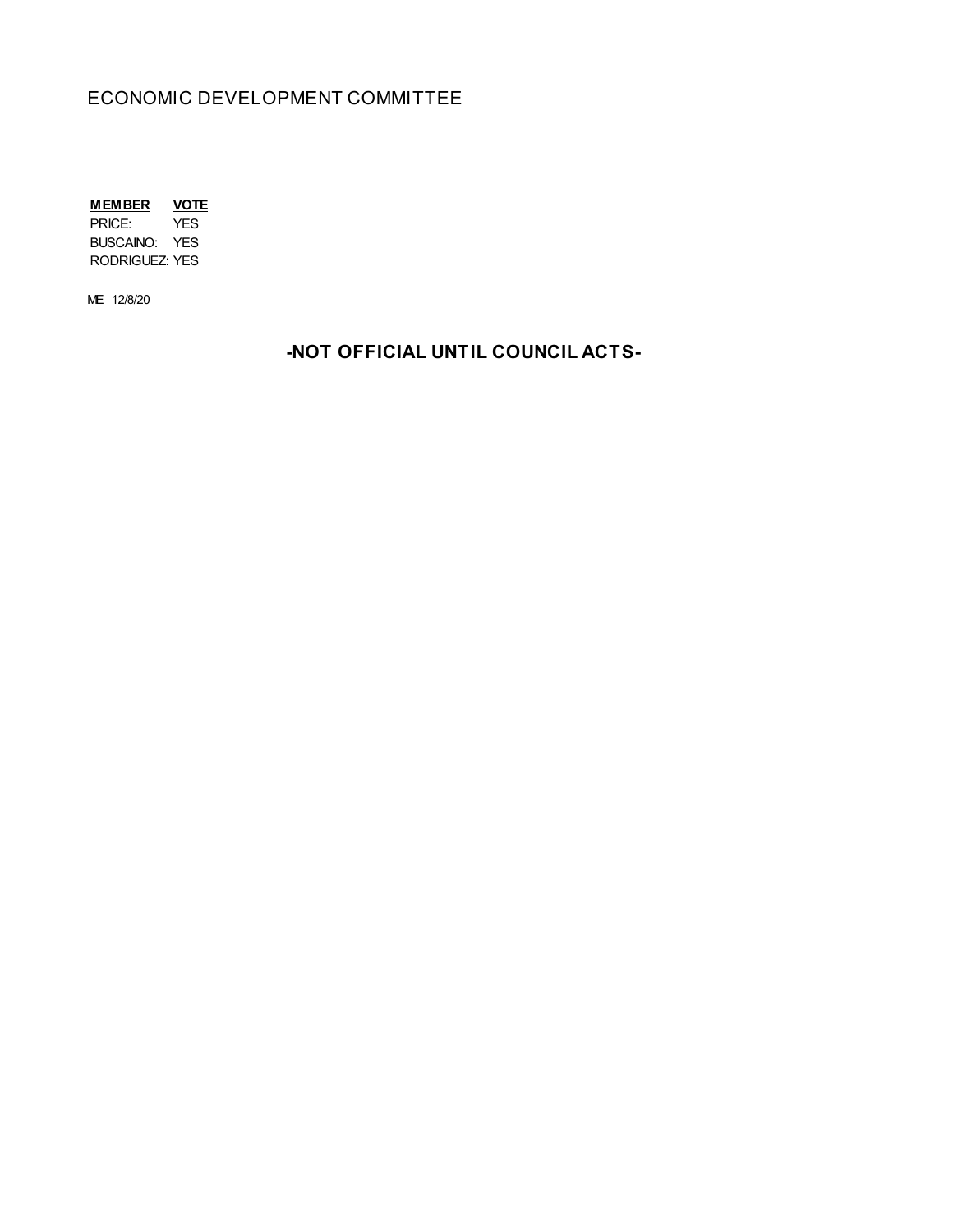ECONOMIC DEVELOPMENT COMMITTEE

| MEMBER | VOTE |
|---|---|
| PRICE: | YES |
| BUSCAINO: | YES |
| RODRIGUEZ: | YES |

ME 12/8/20

**-NOT OFFICIAL UNTIL COUNCIL ACTS-**